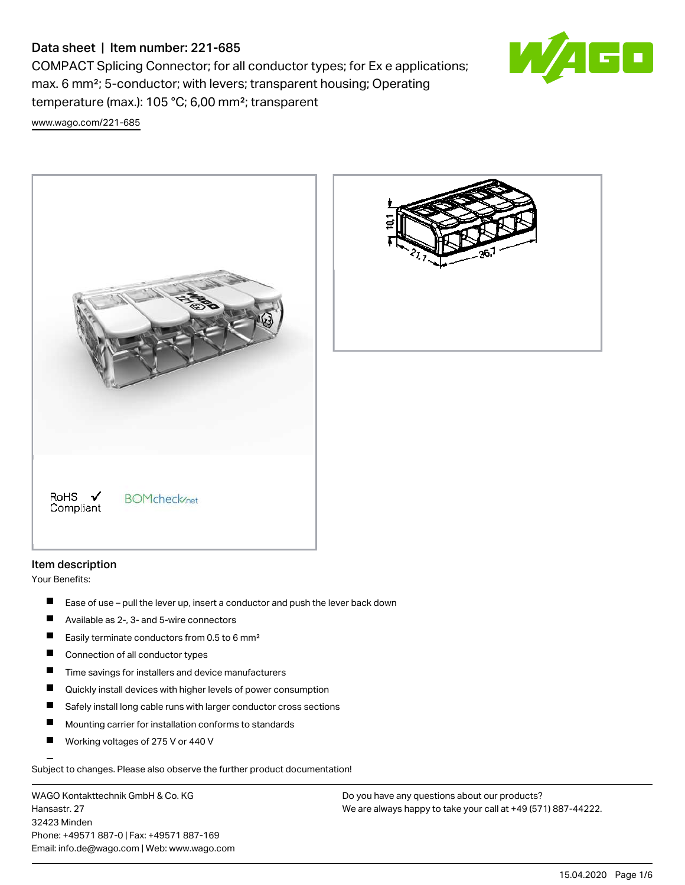# Data sheet | Item number: 221-685

COMPACT Splicing Connector; for all conductor types; for Ex e applications; max. 6 mm²; 5-conductor; with levers; transparent housing; Operating temperature (max.): 105 °C; 6,00 mm²; transparent

www.wago.com/221-685

RoHS ✓ Compliant

BOMcheck.net

## Item description

Your Benefits:

- Ease of use – pull the lever up, insert a conductor and push the lever back down
- Available as 2-, 3- and 5-wire connectors
- Easily terminate conductors from 0.5 to 6 mm²
- Connection of all conductor types
- Time savings for installers and device manufacturers
- Quickly install devices with higher levels of power consumption
- Safely install long cable runs with larger conductor cross sections
- Mounting carrier for installation conforms to standards
- Working voltages of 275 V or 440 V

Subject to changes. Please also observe the further product documentation!

WAGO Kontakttechnik GmbH & Co. KG
Hansastr. 27
32423 Minden
Phone: +49571 887-0 | Fax: +49571 887-169
Email: info.de@wago.com | Web: www.wago.com

Do you have any questions about our products?
We are always happy to take your call at +49 (571) 887-44222.

15.04.2020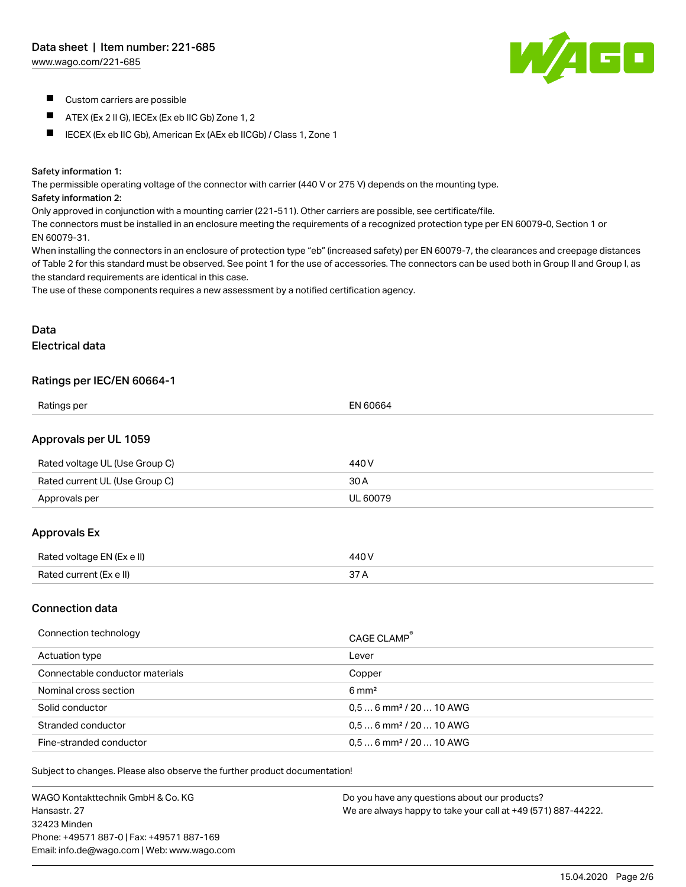- Custom carriers are possible
- ATEX (Ex 2 II G), IECEx (Ex eb IIC Gb) Zone 1, 2
- IECEX (Ex eb IIC Gb), American Ex (AEx eb IICGb) / Class 1, Zone 1

Safety information 1:
The permissible operating voltage of the connector with carrier (440 V or 275 V) depends on the mounting type.
Safety information 2:
Only approved in conjunction with a mounting carrier (221-511). Other carriers are possible, see certificate/file.
The connectors must be installed in an enclosure meeting the requirements of a recognized protection type per EN 60079-0, Section 1 or EN 60079-31.
When installing the connectors in an enclosure of protection type "eb" (increased safety) per EN 60079-7, the clearances and creepage distances of Table 2 for this standard must be observed. See point 1 for the use of accessories. The connectors can be used both in Group II and Group I, as the standard requirements are identical in this case.
The use of these components requires a new assessment by a notified certification agency.

# Data

## Electrical data

### Ratings per IEC/EN 60664-1

| | |
|---|---|
| Ratings per | EN 60664 |

### Approvals per UL 1059

| | |
|---|---|
| Rated voltage UL (Use Group C) | 440 V |
| Rated current UL (Use Group C) | 30 A |
| Approvals per | UL 60079 |

### Approvals Ex

| | |
|---|---|
| Rated voltage EN (Ex e II) | 440 V |
| Rated current (Ex e II) | 37 A |

### Connection data

| | |
|---|---|
| Connection technology | CAGE CLAMP® |
| Actuation type | Lever |
| Connectable conductor materials | Copper |
| Nominal cross section | 6 mm² |
| Solid conductor | 0,5 … 6 mm² / 20 … 10 AWG |
| Stranded conductor | 0,5 … 6 mm² / 20 … 10 AWG |
| Fine-stranded conductor | 0,5 … 6 mm² / 20 … 10 AWG |

Subject to changes. Please also observe the further product documentation!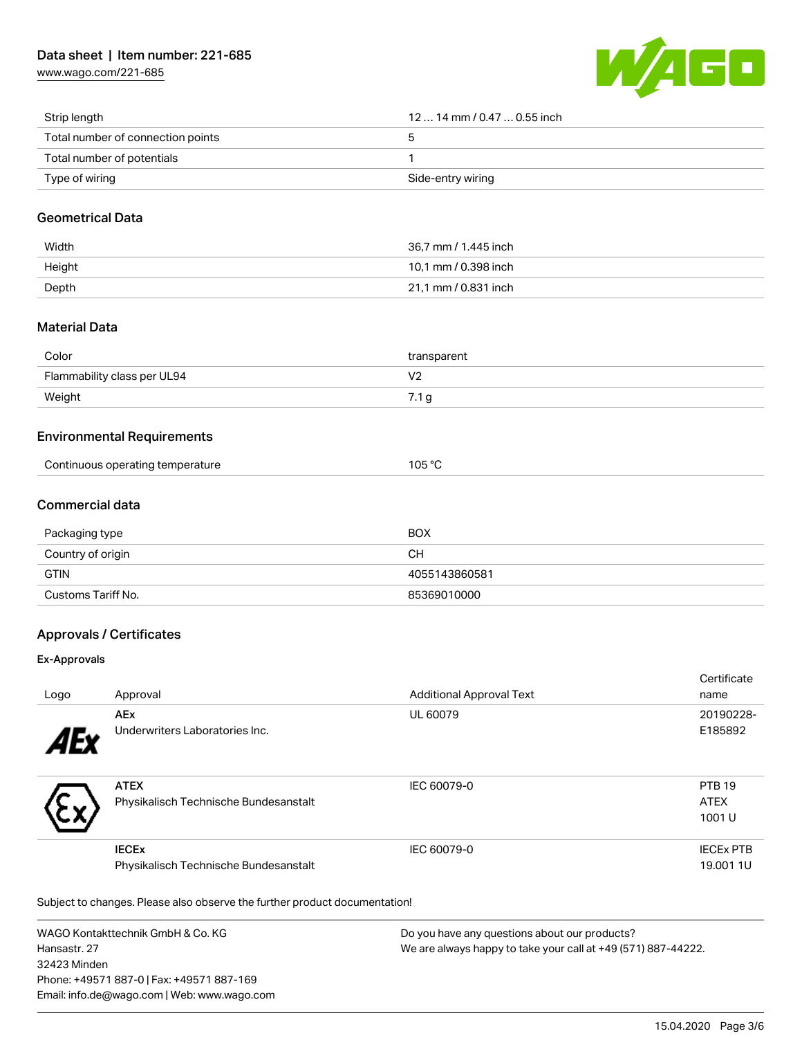| | |
|---|---|
| Strip length | 12 … 14 mm / 0.47 … 0.55 inch |
| Total number of connection points | 5 |
| Total number of potentials | 1 |
| Type of wiring | Side-entry wiring |

## Geometrical Data

| | |
|---|---|
| Width | 36,7 mm / 1.445 inch |
| Height | 10,1 mm / 0.398 inch |
| Depth | 21,1 mm / 0.831 inch |

## Material Data

| | |
|---|---|
| Color | transparent |
| Flammability class per UL94 | V2 |
| Weight | 7.1 g |

## Environmental Requirements

| | |
|---|---|
| Continuous operating temperature | 105 °C |

## Commercial data

| | |
|---|---|
| Packaging type | BOX |
| Country of origin | CH |
| GTIN | 4055143860581 |
| Customs Tariff No. | 85369010000 |

## Approvals / Certificates

### Ex-Approvals

| Logo | Approval | Additional Approval Text | Certificate name |
|---|---|---|---|
| | **AEx**<br>Underwriters Laboratories Inc. | UL 60079 | 20190228-E185892 |
| | **ATEX**<br>Physikalisch Technische Bundesanstalt | IEC 60079-0 | PTB 19 ATEX 1001 U |
| | **IECEx**<br>Physikalisch Technische Bundesanstalt | IEC 60079-0 | IECEx PTB 19.001 1U |

Subject to changes. Please also observe the further product documentation!

WAGO Kontakttechnik GmbH & Co. KG
Hansastr. 27
32423 Minden
Phone: +49571 887-0 | Fax: +49571 887-169
Email: info.de@wago.com | Web: www.wago.com

Do you have any questions about our products?
We are always happy to take your call at +49 (571) 887-44222.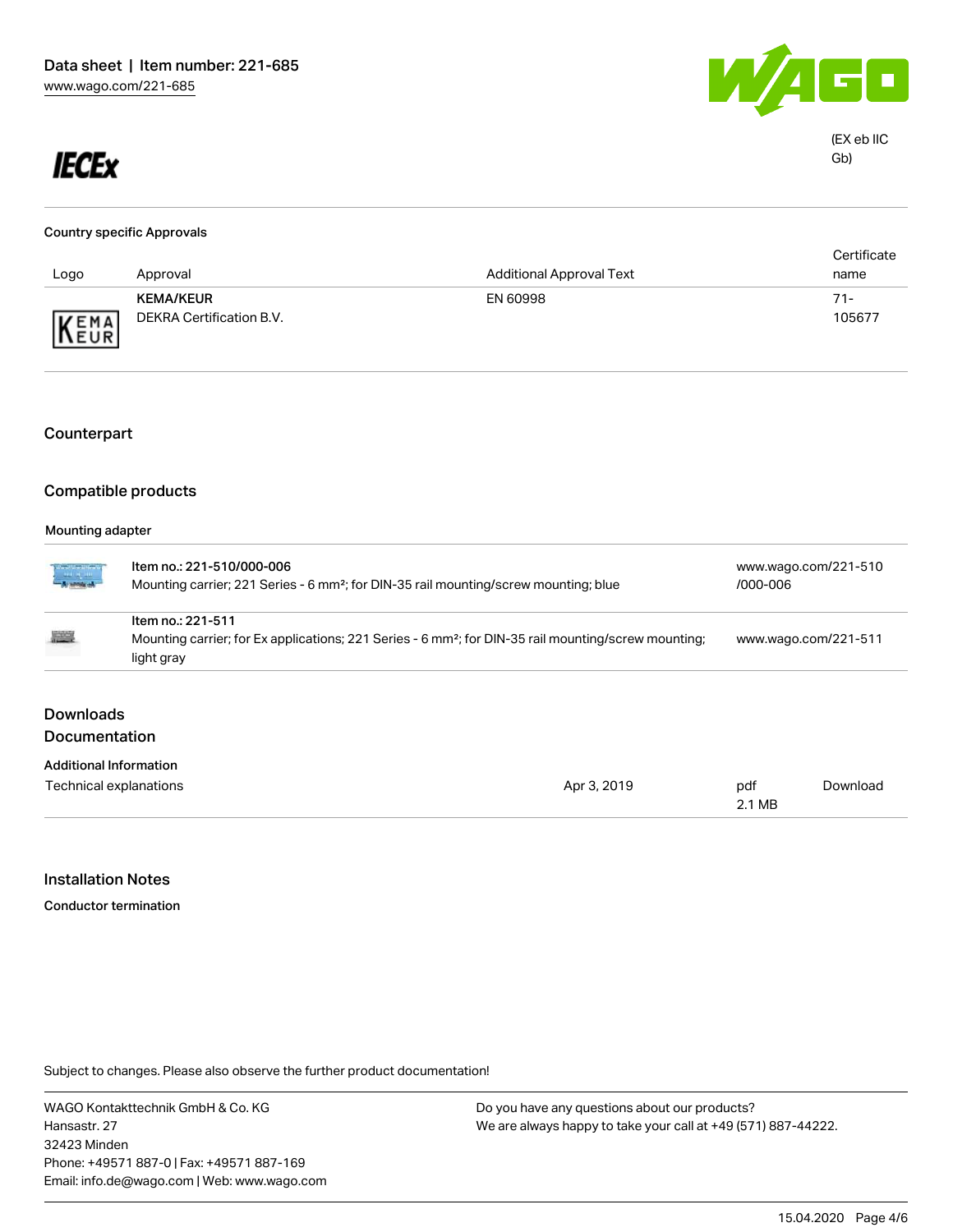IECEx (EX eb IIC Gb)

### Country specific Approvals

| Logo | Approval | Additional Approval Text | Certificate name |
| --- | --- | --- | --- |
| KEMA/KEUR | **KEMA/KEUR** DEKRA Certification B.V. | EN 60998 | 71-105677 |

## Counterpart

## Compatible products

### Mounting adapter

| | | |
| --- | --- | --- |
| | **Item no.: 221-510/000-006** Mounting carrier; 221 Series - 6 mm²; for DIN-35 rail mounting/screw mounting; blue | www.wago.com/221-510/000-006 |
| | **Item no.: 221-511** Mounting carrier; for Ex applications; 221 Series - 6 mm²; for DIN-35 rail mounting/screw mounting; light gray | www.wago.com/221-511 |

## Downloads

## Documentation

### Additional Information

| | | | |
| --- | --- | --- | --- |
| Technical explanations | Apr 3, 2019 | pdf 2.1 MB | Download |

## Installation Notes

### Conductor termination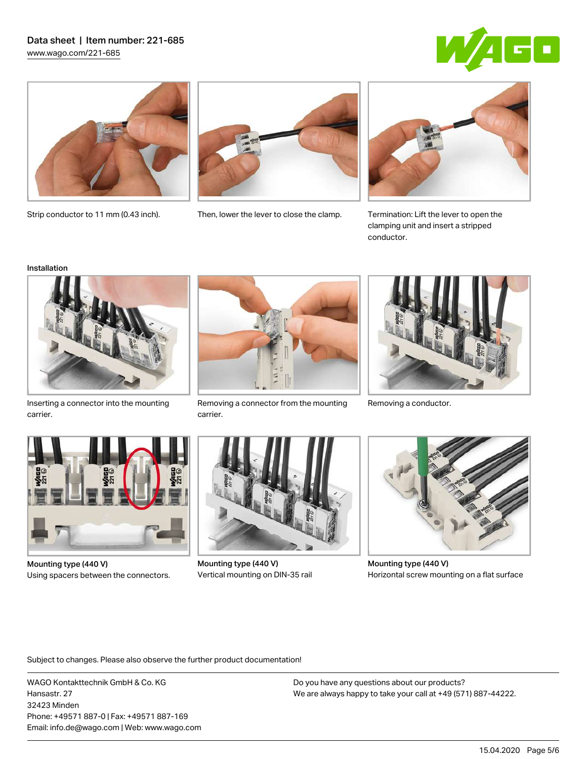Strip conductor to 11 mm (0.43 inch).

Then, lower the lever to close the clamp.

Termination: Lift the lever to open the clamping unit and insert a stripped conductor.

Installation

Inserting a connector into the mounting carrier.

Removing a connector from the mounting carrier.

Removing a conductor.

**Mounting type (440 V)**
Using spacers between the connectors.

**Mounting type (440 V)**
Vertical mounting on DIN-35 rail

**Mounting type (440 V)**
Horizontal screw mounting on a flat surface

Subject to changes. Please also observe the further product documentation!

WAGO Kontakttechnik GmbH & Co. KG
Hansastr. 27
32423 Minden
Phone: +49571 887-0 | Fax: +49571 887-169
Email: info.de@wago.com | Web: www.wago.com

Do you have any questions about our products?
We are always happy to take your call at +49 (571) 887-44222.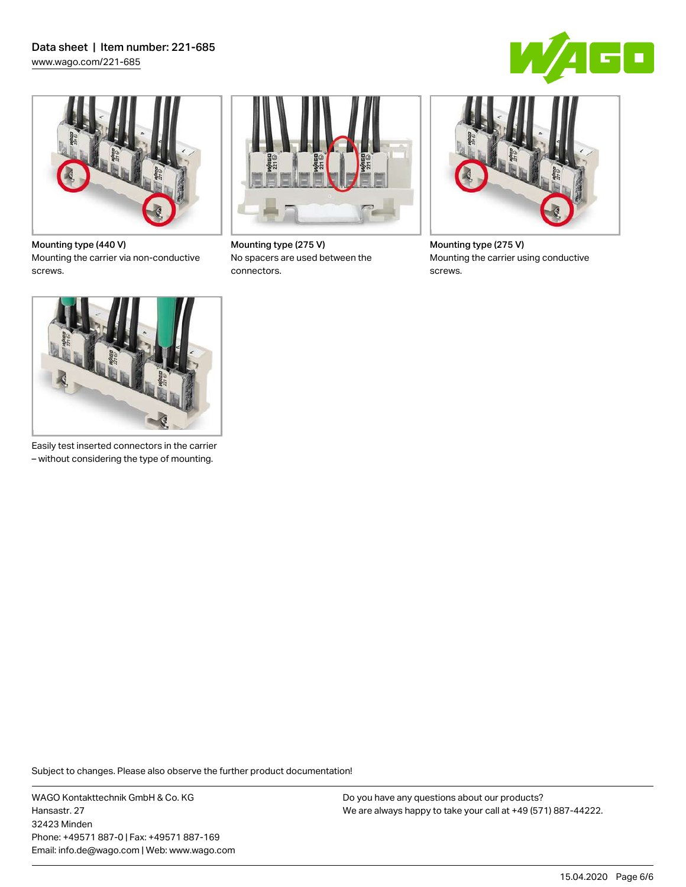**Mounting type (440 V)**
Mounting the carrier via non-conductive screws.

**Mounting type (275 V)**
No spacers are used between the connectors.

**Mounting type (275 V)**
Mounting the carrier using conductive screws.

Easily test inserted connectors in the carrier – without considering the type of mounting.

Subject to changes. Please also observe the further product documentation!

WAGO Kontakttechnik GmbH & Co. KG
Hansastr. 27
32423 Minden
Phone: +49571 887-0 | Fax: +49571 887-169
Email: info.de@wago.com | Web: www.wago.com

Do you have any questions about our products?
We are always happy to take your call at +49 (571) 887-44222.